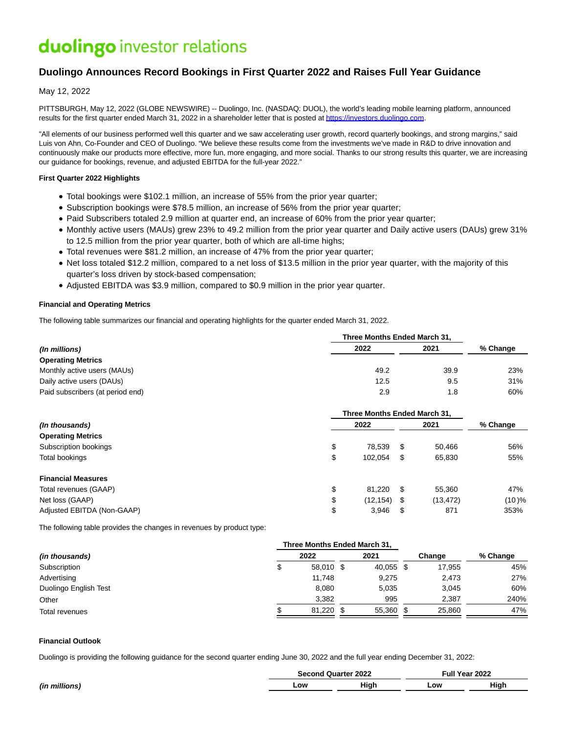# duolingo investor relations

## Duolingo Announces Record Bookings in First Quarter 2022 and Raises Full Year Guidance

May 12, 2022

PITTSBURGH, May 12, 2022 (GLOBE NEWSWIRE) -- Duolingo, Inc. (NASDAQ: DUOL), the world's leading mobile learning platform, announced results for the first quarter ended March 31, 2022 in a shareholder letter that is posted at https://investors.duolingo.com.

"All elements of our business performed well this quarter and we saw accelerating user growth, record quarterly bookings, and strong margins," said Luis von Ahn, Co-Founder and CEO of Duolingo. "We believe these results come from the investments we've made in R&D to drive innovation and continuously make our products more effective, more fun, more engaging, and more social. Thanks to our strong results this quarter, we are increasing our guidance for bookings, revenue, and adjusted EBITDA for the full-year 2022."

**First Quarter 2022 Highlights**

- Total bookings were $102.1 million, an increase of 55% from the prior year quarter;
- Subscription bookings were $78.5 million, an increase of 56% from the prior year quarter;
- Paid Subscribers totaled 2.9 million at quarter end, an increase of 60% from the prior year quarter;
- Monthly active users (MAUs) grew 23% to 49.2 million from the prior year quarter and Daily active users (DAUs) grew 31% to 12.5 million from the prior year quarter, both of which are all-time highs;
- Total revenues were $81.2 million, an increase of 47% from the prior year quarter;
- Net loss totaled $12.2 million, compared to a net loss of $13.5 million in the prior year quarter, with the majority of this quarter's loss driven by stock-based compensation;
- Adjusted EBITDA was $3.9 million, compared to $0.9 million in the prior year quarter.

**Financial and Operating Metrics**

The following table summarizes our financial and operating highlights for the quarter ended March 31, 2022.

| | Three Months Ended March 31, | | |
|---|---|---|---|
| *(In millions)* | 2022 | 2021 | % Change |
| **Operating Metrics** | | | |
| Monthly active users (MAUs) | 49.2 | 39.9 | 23% |
| Daily active users (DAUs) | 12.5 | 9.5 | 31% |
| Paid subscribers (at period end) | 2.9 | 1.8 | 60% |

| | Three Months Ended March 31, | | |
|---|---|---|---|
| *(In thousands)* | 2022 | 2021 | % Change |
| **Operating Metrics** | | | |
| Subscription bookings | $ 78,539 | $ 50,466 | 56% |
| Total bookings | $ 102,054 | $ 65,830 | 55% |
| **Financial Measures** | | | |
| Total revenues (GAAP) | $ 81,220 | $ 55,360 | 47% |
| Net loss (GAAP) | $ (12,154) | $ (13,472) | (10)% |
| Adjusted EBITDA (Non-GAAP) | $ 3,946 | $ 871 | 353% |

The following table provides the changes in revenues by product type:

| | Three Months Ended March 31, | | | |
|---|---|---|---|---|
| *(in thousands)* | 2022 | 2021 | Change | % Change |
| Subscription | $ 58,010 | $ 40,055 | $ 17,955 | 45% |
| Advertising | 11,748 | 9,275 | 2,473 | 27% |
| Duolingo English Test | 8,080 | 5,035 | 3,045 | 60% |
| Other | 3,382 | 995 | 2,387 | 240% |
| Total revenues | $ 81,220 | $ 55,360 | $ 25,860 | 47% |

**Financial Outlook**

Duolingo is providing the following guidance for the second quarter ending June 30, 2022 and the full year ending December 31, 2022:

| | Second Quarter 2022 | | Full Year 2022 | |
|---|---|---|---|---|
| *(in millions)* | Low | High | Low | High |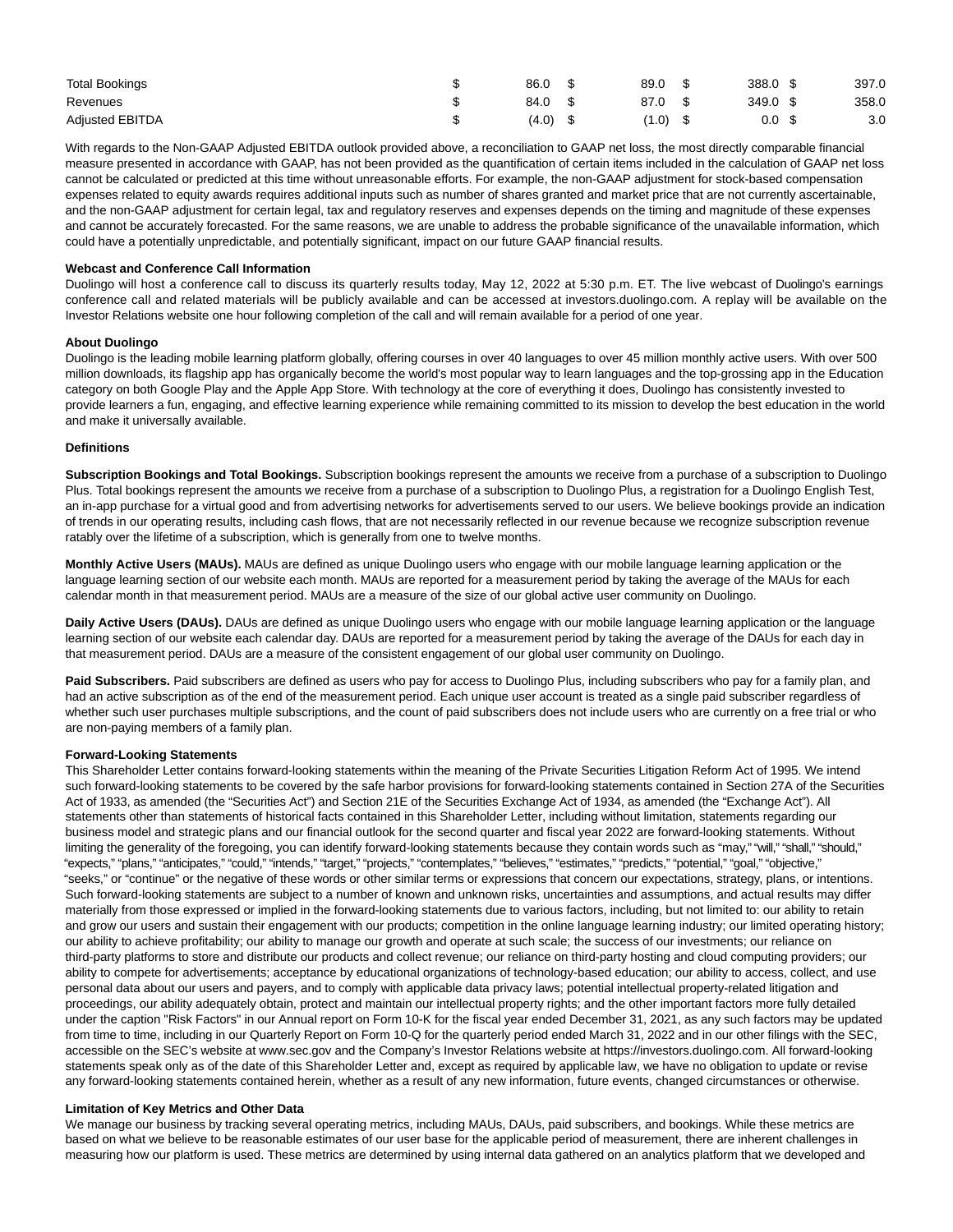| | | | | |
|---|---|---|---|---|
| Total Bookings | $ 86.0 | $ 89.0 | $ 388.0 | $ 397.0 |
| Revenues | $ 84.0 | $ 87.0 | $ 349.0 | $ 358.0 |
| Adjusted EBITDA | $ (4.0) | $ (1.0) | $ 0.0 | $ 3.0 |

With regards to the Non-GAAP Adjusted EBITDA outlook provided above, a reconciliation to GAAP net loss, the most directly comparable financial measure presented in accordance with GAAP, has not been provided as the quantification of certain items included in the calculation of GAAP net loss cannot be calculated or predicted at this time without unreasonable efforts. For example, the non-GAAP adjustment for stock-based compensation expenses related to equity awards requires additional inputs such as number of shares granted and market price that are not currently ascertainable, and the non-GAAP adjustment for certain legal, tax and regulatory reserves and expenses depends on the timing and magnitude of these expenses and cannot be accurately forecasted. For the same reasons, we are unable to address the probable significance of the unavailable information, which could have a potentially unpredictable, and potentially significant, impact on our future GAAP financial results.

**Webcast and Conference Call Information**

Duolingo will host a conference call to discuss its quarterly results today, May 12, 2022 at 5:30 p.m. ET. The live webcast of Duolingo's earnings conference call and related materials will be publicly available and can be accessed at investors.duolingo.com. A replay will be available on the Investor Relations website one hour following completion of the call and will remain available for a period of one year.

**About Duolingo**

Duolingo is the leading mobile learning platform globally, offering courses in over 40 languages to over 45 million monthly active users. With over 500 million downloads, its flagship app has organically become the world's most popular way to learn languages and the top-grossing app in the Education category on both Google Play and the Apple App Store. With technology at the core of everything it does, Duolingo has consistently invested to provide learners a fun, engaging, and effective learning experience while remaining committed to its mission to develop the best education in the world and make it universally available.

**Definitions**

**Subscription Bookings and Total Bookings.** Subscription bookings represent the amounts we receive from a purchase of a subscription to Duolingo Plus. Total bookings represent the amounts we receive from a purchase of a subscription to Duolingo Plus, a registration for a Duolingo English Test, an in-app purchase for a virtual good and from advertising networks for advertisements served to our users. We believe bookings provide an indication of trends in our operating results, including cash flows, that are not necessarily reflected in our revenue because we recognize subscription revenue ratably over the lifetime of a subscription, which is generally from one to twelve months.

**Monthly Active Users (MAUs).** MAUs are defined as unique Duolingo users who engage with our mobile language learning application or the language learning section of our website each month. MAUs are reported for a measurement period by taking the average of the MAUs for each calendar month in that measurement period. MAUs are a measure of the size of our global active user community on Duolingo.

**Daily Active Users (DAUs).** DAUs are defined as unique Duolingo users who engage with our mobile language learning application or the language learning section of our website each calendar day. DAUs are reported for a measurement period by taking the average of the DAUs for each day in that measurement period. DAUs are a measure of the consistent engagement of our global user community on Duolingo.

**Paid Subscribers.** Paid subscribers are defined as users who pay for access to Duolingo Plus, including subscribers who pay for a family plan, and had an active subscription as of the end of the measurement period. Each unique user account is treated as a single paid subscriber regardless of whether such user purchases multiple subscriptions, and the count of paid subscribers does not include users who are currently on a free trial or who are non-paying members of a family plan.

**Forward-Looking Statements**

This Shareholder Letter contains forward-looking statements within the meaning of the Private Securities Litigation Reform Act of 1995. We intend such forward-looking statements to be covered by the safe harbor provisions for forward-looking statements contained in Section 27A of the Securities Act of 1933, as amended (the "Securities Act") and Section 21E of the Securities Exchange Act of 1934, as amended (the "Exchange Act"). All statements other than statements of historical facts contained in this Shareholder Letter, including without limitation, statements regarding our business model and strategic plans and our financial outlook for the second quarter and fiscal year 2022 are forward-looking statements. Without limiting the generality of the foregoing, you can identify forward-looking statements because they contain words such as "may," "will," "shall," "should," "expects," "plans," "anticipates," "could," "intends," "target," "projects," "contemplates," "believes," "estimates," "predicts," "potential," "goal," "objective," "seeks," or "continue" or the negative of these words or other similar terms or expressions that concern our expectations, strategy, plans, or intentions. Such forward-looking statements are subject to a number of known and unknown risks, uncertainties and assumptions, and actual results may differ materially from those expressed or implied in the forward-looking statements due to various factors, including, but not limited to: our ability to retain and grow our users and sustain their engagement with our products; competition in the online language learning industry; our limited operating history; our ability to achieve profitability; our ability to manage our growth and operate at such scale; the success of our investments; our reliance on third-party platforms to store and distribute our products and collect revenue; our reliance on third-party hosting and cloud computing providers; our ability to compete for advertisements; acceptance by educational organizations of technology-based education; our ability to access, collect, and use personal data about our users and payers, and to comply with applicable data privacy laws; potential intellectual property-related litigation and proceedings, our ability adequately obtain, protect and maintain our intellectual property rights; and the other important factors more fully detailed under the caption "Risk Factors" in our Annual report on Form 10-K for the fiscal year ended December 31, 2021, as any such factors may be updated from time to time, including in our Quarterly Report on Form 10-Q for the quarterly period ended March 31, 2022 and in our other filings with the SEC, accessible on the SEC's website at www.sec.gov and the Company's Investor Relations website at https://investors.duolingo.com. All forward-looking statements speak only as of the date of this Shareholder Letter and, except as required by applicable law, we have no obligation to update or revise any forward-looking statements contained herein, whether as a result of any new information, future events, changed circumstances or otherwise.

**Limitation of Key Metrics and Other Data**

We manage our business by tracking several operating metrics, including MAUs, DAUs, paid subscribers, and bookings. While these metrics are based on what we believe to be reasonable estimates of our user base for the applicable period of measurement, there are inherent challenges in measuring how our platform is used. These metrics are determined by using internal data gathered on an analytics platform that we developed and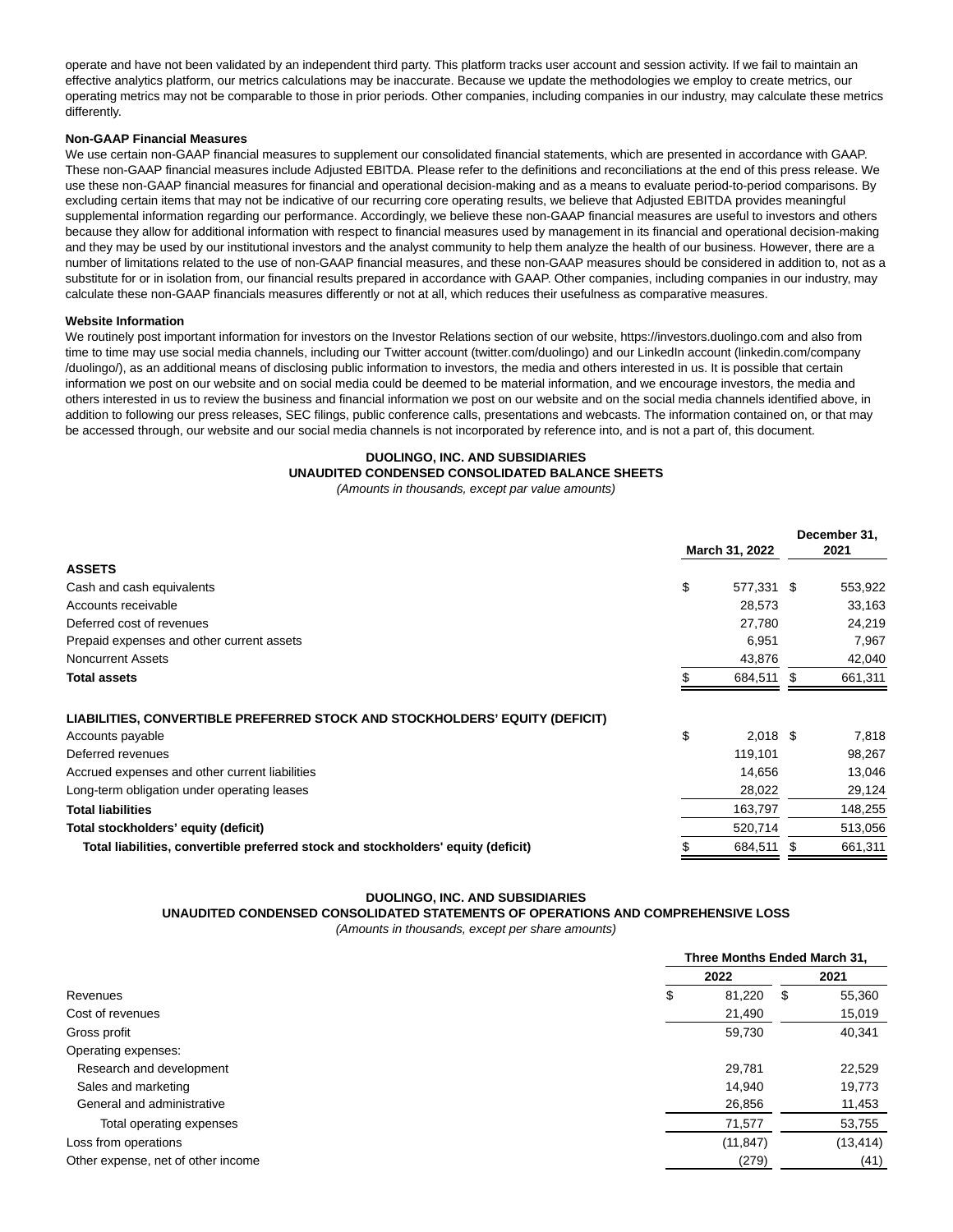operate and have not been validated by an independent third party. This platform tracks user account and session activity. If we fail to maintain an effective analytics platform, our metrics calculations may be inaccurate. Because we update the methodologies we employ to create metrics, our operating metrics may not be comparable to those in prior periods. Other companies, including companies in our industry, may calculate these metrics differently.

**Non-GAAP Financial Measures**

We use certain non-GAAP financial measures to supplement our consolidated financial statements, which are presented in accordance with GAAP. These non-GAAP financial measures include Adjusted EBITDA. Please refer to the definitions and reconciliations at the end of this press release. We use these non-GAAP financial measures for financial and operational decision-making and as a means to evaluate period-to-period comparisons. By excluding certain items that may not be indicative of our recurring core operating results, we believe that Adjusted EBITDA provides meaningful supplemental information regarding our performance. Accordingly, we believe these non-GAAP financial measures are useful to investors and others because they allow for additional information with respect to financial measures used by management in its financial and operational decision-making and they may be used by our institutional investors and the analyst community to help them analyze the health of our business. However, there are a number of limitations related to the use of non-GAAP financial measures, and these non-GAAP measures should be considered in addition to, not as a substitute for or in isolation from, our financial results prepared in accordance with GAAP. Other companies, including companies in our industry, may calculate these non-GAAP financials measures differently or not at all, which reduces their usefulness as comparative measures.

**Website Information**

We routinely post important information for investors on the Investor Relations section of our website, https://investors.duolingo.com and also from time to time may use social media channels, including our Twitter account (twitter.com/duolingo) and our LinkedIn account (linkedin.com/company/duolingo/), as an additional means of disclosing public information to investors, the media and others interested in us. It is possible that certain information we post on our website and on social media could be deemed to be material information, and we encourage investors, the media and others interested in us to review the business and financial information we post on our website and on the social media channels identified above, in addition to following our press releases, SEC filings, public conference calls, presentations and webcasts. The information contained on, or that may be accessed through, our website and our social media channels is not incorporated by reference into, and is not a part of, this document.

**DUOLINGO, INC. AND SUBSIDIARIES**
**UNAUDITED CONDENSED CONSOLIDATED BALANCE SHEETS**
*(Amounts in thousands, except par value amounts)*

| | March 31, 2022 | December 31, 2021 |
|---|---|---|
| **ASSETS** | | |
| Cash and cash equivalents | $ 577,331 | $ 553,922 |
| Accounts receivable | 28,573 | 33,163 |
| Deferred cost of revenues | 27,780 | 24,219 |
| Prepaid expenses and other current assets | 6,951 | 7,967 |
| Noncurrent Assets | 43,876 | 42,040 |
| **Total assets** | $ 684,511 | $ 661,311 |
| | | |
| **LIABILITIES, CONVERTIBLE PREFERRED STOCK AND STOCKHOLDERS' EQUITY (DEFICIT)** | | |
| Accounts payable | $ 2,018 | $ 7,818 |
| Deferred revenues | 119,101 | 98,267 |
| Accrued expenses and other current liabilities | 14,656 | 13,046 |
| Long-term obligation under operating leases | 28,022 | 29,124 |
| **Total liabilities** | 163,797 | 148,255 |
| **Total stockholders' equity (deficit)** | 520,714 | 513,056 |
| **Total liabilities, convertible preferred stock and stockholders' equity (deficit)** | $ 684,511 | $ 661,311 |

**DUOLINGO, INC. AND SUBSIDIARIES**
**UNAUDITED CONDENSED CONSOLIDATED STATEMENTS OF OPERATIONS AND COMPREHENSIVE LOSS**
*(Amounts in thousands, except per share amounts)*

| | Three Months Ended March 31, | |
|---|---|---|
| | 2022 | 2021 |
| Revenues | $ 81,220 | $ 55,360 |
| Cost of revenues | 21,490 | 15,019 |
| Gross profit | 59,730 | 40,341 |
| Operating expenses: | | |
| Research and development | 29,781 | 22,529 |
| Sales and marketing | 14,940 | 19,773 |
| General and administrative | 26,856 | 11,453 |
| Total operating expenses | 71,577 | 53,755 |
| Loss from operations | (11,847) | (13,414) |
| Other expense, net of other income | (279) | (41) |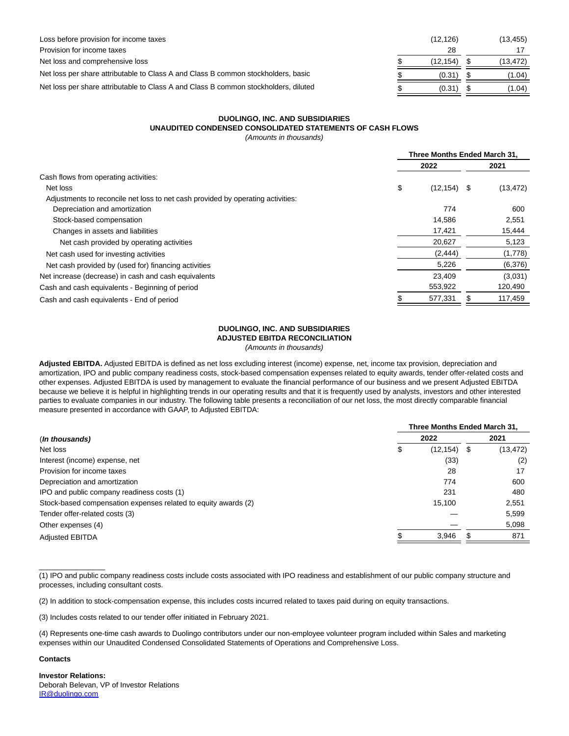| | | |
|---|---|---|
| Loss before provision for income taxes | (12,126) | (13,455) |
| Provision for income taxes | 28 | 17 |
| Net loss and comprehensive loss | $ (12,154) | $ (13,472) |
| Net loss per share attributable to Class A and Class B common stockholders, basic | $ (0.31) | $ (1.04) |
| Net loss per share attributable to Class A and Class B common stockholders, diluted | $ (0.31) | $ (1.04) |

**DUOLINGO, INC. AND SUBSIDIARIES**
**UNAUDITED CONDENSED CONSOLIDATED STATEMENTS OF CASH FLOWS**
*(Amounts in thousands)*

| | Three Months Ended March 31, | |
|---|---|---|
| | 2022 | 2021 |
| Cash flows from operating activities: | | |
| Net loss | $ (12,154) | $ (13,472) |
| Adjustments to reconcile net loss to net cash provided by operating activities: | | |
| Depreciation and amortization | 774 | 600 |
| Stock-based compensation | 14,586 | 2,551 |
| Changes in assets and liabilities | 17,421 | 15,444 |
| Net cash provided by operating activities | 20,627 | 5,123 |
| Net cash used for investing activities | (2,444) | (1,778) |
| Net cash provided by (used for) financing activities | 5,226 | (6,376) |
| Net increase (decrease) in cash and cash equivalents | 23,409 | (3,031) |
| Cash and cash equivalents - Beginning of period | 553,922 | 120,490 |
| Cash and cash equivalents - End of period | $ 577,331 | $ 117,459 |

**DUOLINGO, INC. AND SUBSIDIARIES**
**ADJUSTED EBITDA RECONCILIATION**
*(Amounts in thousands)*

**Adjusted EBITDA.** Adjusted EBITDA is defined as net loss excluding interest (income) expense, net, income tax provision, depreciation and amortization, IPO and public company readiness costs, stock-based compensation expenses related to equity awards, tender offer-related costs and other expenses. Adjusted EBITDA is used by management to evaluate the financial performance of our business and we present Adjusted EBITDA because we believe it is helpful in highlighting trends in our operating results and that it is frequently used by analysts, investors and other interested parties to evaluate companies in our industry. The following table presents a reconciliation of our net loss, the most directly comparable financial measure presented in accordance with GAAP, to Adjusted EBITDA:

| | Three Months Ended March 31, | |
|---|---|---|
| (*In thousands*) | 2022 | 2021 |
| Net loss | $ (12,154) | $ (13,472) |
| Interest (income) expense, net | (33) | (2) |
| Provision for income taxes | 28 | 17 |
| Depreciation and amortization | 774 | 600 |
| IPO and public company readiness costs (1) | 231 | 480 |
| Stock-based compensation expenses related to equity awards (2) | 15,100 | 2,551 |
| Tender offer-related costs (3) | — | 5,599 |
| Other expenses (4) | — | 5,098 |
| Adjusted EBITDA | $ 3,946 | $ 871 |

\_\_\_\_\_\_\_\_\_\_\_\_\_\_\_

(1) IPO and public company readiness costs include costs associated with IPO readiness and establishment of our public company structure and processes, including consultant costs.

(2) In addition to stock-compensation expense, this includes costs incurred related to taxes paid during on equity transactions.

(3) Includes costs related to our tender offer initiated in February 2021.

(4) Represents one-time cash awards to Duolingo contributors under our non-employee volunteer program included within Sales and marketing expenses within our Unaudited Condensed Consolidated Statements of Operations and Comprehensive Loss.

**Contacts**

**Investor Relations:**
Deborah Belevan, VP of Investor Relations
IR@duolingo.com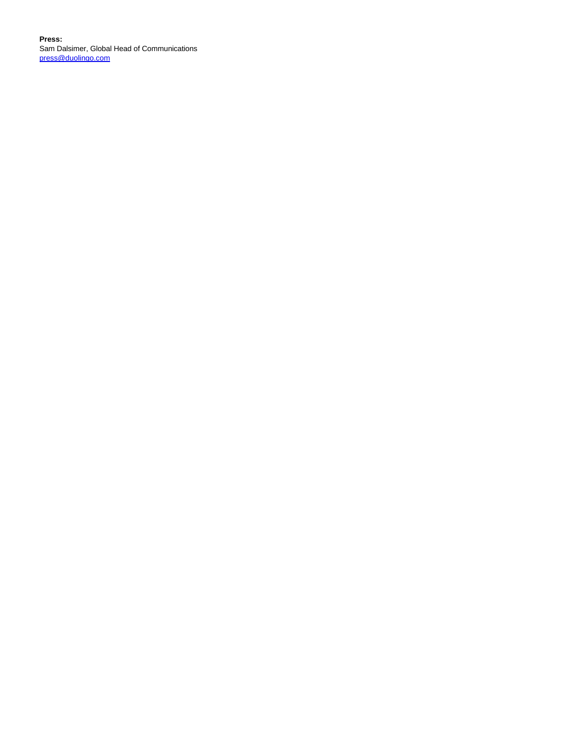**Press:**
Sam Dalsimer, Global Head of Communications
press@duolingo.com